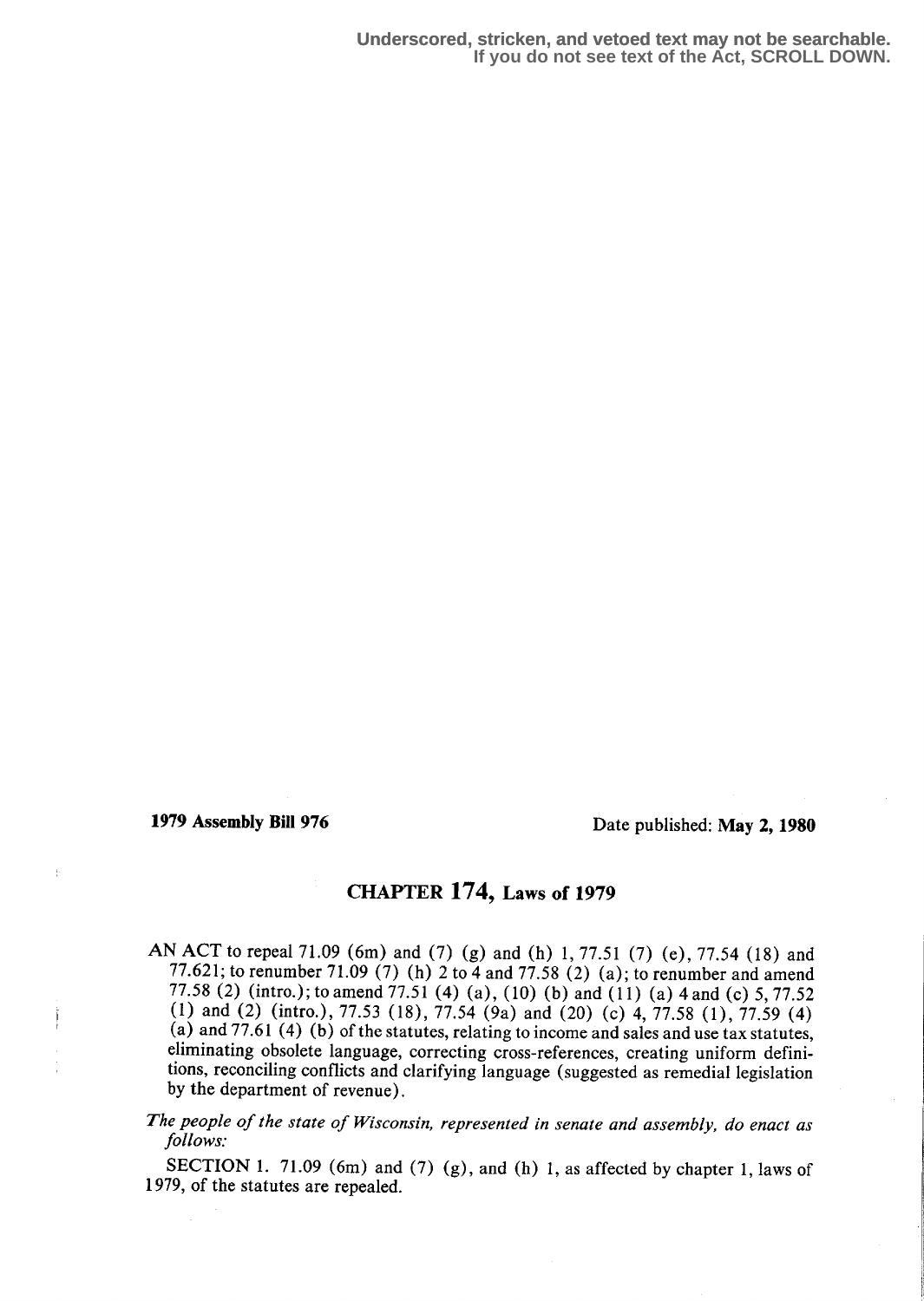Underscored, stricken, and vetoed text may not be searchable.
If you do not see text of the Act, SCROLL DOWN.

**1979 Assembly Bill 976** Date published: **May 2, 1980**

## CHAPTER 174, Laws of 1979

AN ACT to repeal 71.09 (6m) and (7) (g) and (h) 1, 77.51 (7) (e), 77.54 (18) and 77.621; to renumber 71.09 (7) (h) 2 to 4 and 77.58 (2) (a); to renumber and amend 77.58 (2) (intro.); to amend 77.51 (4) (a), (10) (b) and (11) (a) 4 and (c) 5, 77.52 (1) and (2) (intro.), 77.53 (18), 77.54 (9a) and (20) (c) 4, 77.58 (1), 77.59 (4) (a) and 77.61 (4) (b) of the statutes, relating to income and sales and use tax statutes, eliminating obsolete language, correcting cross-references, creating uniform definitions, reconciling conflicts and clarifying language (suggested as remedial legislation by the department of revenue).

*The people of the state of Wisconsin, represented in senate and assembly, do enact as follows:*

SECTION 1. 71.09 (6m) and (7) (g), and (h) 1, as affected by chapter 1, laws of 1979, of the statutes are repealed.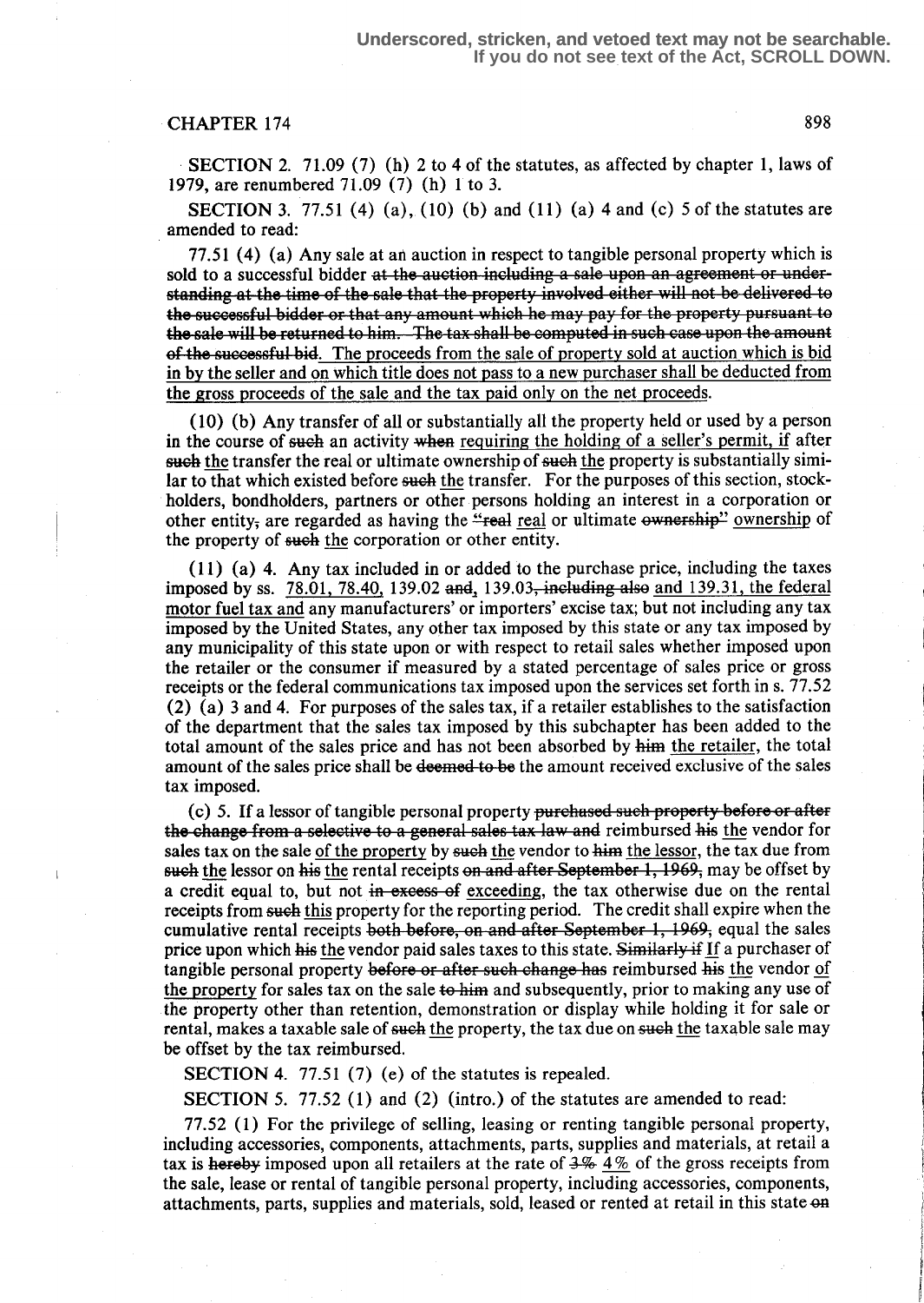SECTION 2. 71.09 (7) (h) 2 to 4 of the statutes, as affected by chapter 1, laws of 1979, are renumbered 71.09 (7) (h) 1 to 3.

SECTION 3. 77.51 (4) (a), (10) (b) and (11) (a) 4 and (c) 5 of the statutes are amended to read:

77.51 (4) (a) Any sale at an auction in respect to tangible personal property which is sold to a successful bidder ~~at the auction including a sale upon an agreement or understanding at the time of the sale that the property involved either will not be delivered to the successful bidder or that any amount which he may pay for the property pursuant to the sale will be returned to him. The tax shall be computed in such case upon the amount of the successful bid~~. <u>The proceeds from the sale of property sold at auction which is bid in by the seller and on which title does not pass to a new purchaser shall be deducted from the gross proceeds of the sale and the tax paid only on the net proceeds</u>.

(10) (b) Any transfer of all or substantially all the property held or used by a person in the course of ~~such~~ an activity ~~when~~ <u>requiring the holding of a seller's permit, if</u> after ~~such~~ <u>the</u> transfer the real or ultimate ownership of ~~such~~ <u>the</u> property is substantially similar to that which existed before ~~such~~ <u>the</u> transfer. For the purposes of this section, stockholders, bondholders, partners or other persons holding an interest in a corporation or other entity~~,~~ are regarded as having the ~~"real~~ <u>real</u> or ultimate ~~ownership"~~ <u>ownership</u> of the property of ~~such~~ <u>the</u> corporation or other entity.

(11) (a) 4. Any tax included in or added to the purchase price, including the taxes imposed by ss. <u>78.01, 78.40,</u> 139.02 ~~and~~, 139.03~~, including also~~ <u>and 139.31, the federal motor fuel tax and</u> any manufacturers' or importers' excise tax; but not including any tax imposed by the United States, any other tax imposed by this state or any tax imposed by any municipality of this state upon or with respect to retail sales whether imposed upon the retailer or the consumer if measured by a stated percentage of sales price or gross receipts or the federal communications tax imposed upon the services set forth in s. 77.52 (2) (a) 3 and 4. For purposes of the sales tax, if a retailer establishes to the satisfaction of the department that the sales tax imposed by this subchapter has been added to the total amount of the sales price and has not been absorbed by ~~him~~ <u>the retailer</u>, the total amount of the sales price shall be ~~deemed to be~~ the amount received exclusive of the sales tax imposed.

(c) 5. If a lessor of tangible personal property ~~purchased such property before or after the change from a selective to a general sales tax law and~~ reimbursed ~~his~~ <u>the</u> vendor for sales tax on the sale <u>of the property</u> by ~~such~~ <u>the</u> vendor to ~~him~~ <u>the lessor</u>, the tax due from ~~such~~ <u>the</u> lessor on ~~his~~ <u>the</u> rental receipts ~~on and after September 1, 1969,~~ may be offset by a credit equal to, but not ~~in excess of~~ <u>exceeding</u>, the tax otherwise due on the rental receipts from ~~such~~ <u>this</u> property for the reporting period. The credit shall expire when the cumulative rental receipts ~~both before, on and after September 1, 1969,~~ equal the sales price upon which ~~his~~ <u>the</u> vendor paid sales taxes to this state. ~~Similarly if~~ <u>If</u> a purchaser of tangible personal property ~~before or after such change has~~ reimbursed ~~his~~ <u>the</u> vendor <u>of the property</u> for sales tax on the sale ~~to him~~ and subsequently, prior to making any use of the property other than retention, demonstration or display while holding it for sale or rental, makes a taxable sale of ~~such~~ <u>the</u> property, the tax due on ~~such~~ <u>the</u> taxable sale may be offset by the tax reimbursed.

SECTION 4. 77.51 (7) (e) of the statutes is repealed.

SECTION 5. 77.52 (1) and (2) (intro.) of the statutes are amended to read:

77.52 (1) For the privilege of selling, leasing or renting tangible personal property, including accessories, components, attachments, parts, supplies and materials, at retail a tax is ~~hereby~~ imposed upon all retailers at the rate of ~~3%~~ <u>4%</u> of the gross receipts from the sale, lease or rental of tangible personal property, including accessories, components, attachments, parts, supplies and materials, sold, leased or rented at retail in this state ~~on~~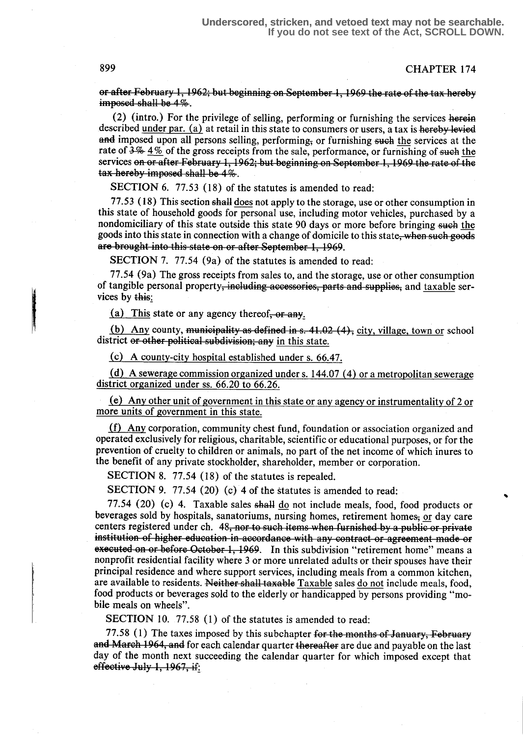~~or after February 1, 1962; but beginning on September 1, 1969 the rate of the tax hereby imposed shall be 4%~~.

(2) (intro.) For the privilege of selling, performing or furnishing the services ~~herein~~ described <u>under par. (a)</u> at retail in this state to consumers or users, a tax is ~~hereby levied and~~ imposed upon all persons selling, performing~~,~~ or furnishing ~~such~~ <u>the</u> services at the rate of ~~3%~~ <u>4%</u> of the gross receipts from the sale, performance, or furnishing of ~~such~~ <u>the</u> services ~~on or after February 1, 1962; but beginning on September 1, 1969 the rate of the tax hereby imposed shall be 4%~~.

SECTION 6. 77.53 (18) of the statutes is amended to read:

77.53 (18) This section ~~shall~~ <u>does</u> not apply to the storage, use or other consumption in this state of household goods for personal use, including motor vehicles, purchased by a nondomiciliary of this state outside this state 90 days or more before bringing ~~such~~ <u>the</u> goods into this state in connection with a change of domicile to this state~~, when such goods are brought into this state on or after September 1, 1969~~.

SECTION 7. 77.54 (9a) of the statutes is amended to read:

77.54 (9a) The gross receipts from sales to, and the storage, use or other consumption of tangible personal property~~, including accessories, parts and supplies,~~ and <u>taxable</u> services by ~~this~~<u>:</u>

<u>(a) This</u> state or any agency thereof~~, or any~~<u>.</u>

<u>(b) Any</u> county, ~~municipality as defined in s. 41.02 (4),~~ <u>city, village, town or</u> school district ~~or other political subdivision; any~~ <u>in this state.</u>

<u>(c) A county-city hospital established under s. 66.47.</u>

<u>(d) A sewerage commission organized under s. 144.07 (4) or a metropolitan sewerage district organized under ss. 66.20 to 66.26.</u>

<u>(e) Any other unit of government in this state or any agency or instrumentality of 2 or more units of government in this state.</u>

<u>(f) Any</u> corporation, community chest fund, foundation or association organized and operated exclusively for religious, charitable, scientific or educational purposes, or for the prevention of cruelty to children or animals, no part of the net income of which inures to the benefit of any private stockholder, shareholder, member or corporation.

SECTION 8. 77.54 (18) of the statutes is repealed.

SECTION 9. 77.54 (20) (c) 4 of the statutes is amended to read:

77.54 (20) (c) 4. Taxable sales ~~shall~~ <u>do</u> not include meals, food, food products or beverages sold by hospitals, sanatoriums, nursing homes, retirement homes~~,~~ <u>or</u> day care centers registered under ch. 48~~, nor to such items when furnished by a public or private institution of higher education in accordance with any contract or agreement made or executed on or before October 1, 1969~~. In this subdivision "retirement home" means a nonprofit residential facility where 3 or more unrelated adults or their spouses have their principal residence and where support services, including meals from a common kitchen, are available to residents. ~~Neither shall taxable~~ <u>Taxable</u> sales <u>do not</u> include meals, food, food products or beverages sold to the elderly or handicapped by persons providing "mobile meals on wheels".

SECTION 10. 77.58 (1) of the statutes is amended to read:

77.58 (1) The taxes imposed by this subchapter ~~for the months of January, February and March 1964, and~~ for each calendar quarter ~~thereafter~~ are due and payable on the last day of the month next succeeding the calendar quarter for which imposed except that ~~effective July 1, 1967, if~~<u>:</u>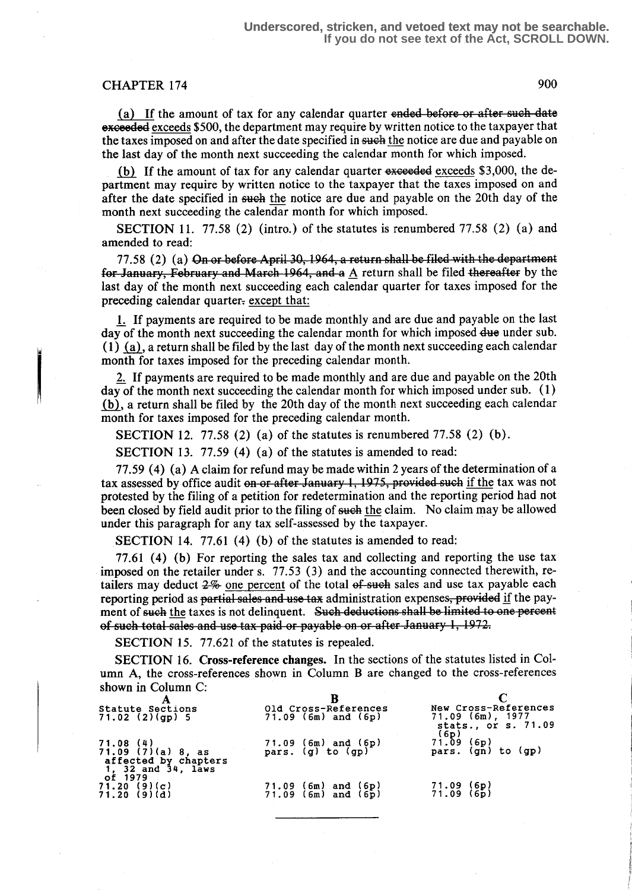Underscored, stricken, and vetoed text may not be searchable.
If you do not see text of the Act, SCROLL DOWN.

CHAPTER 174

(a) If the amount of tax for any calendar quarter ~~ended before or after such date exceeded~~ exceeds $500, the department may require by written notice to the taxpayer that the taxes imposed on and after the date specified in ~~such~~ the notice are due and payable on the last day of the month next succeeding the calendar month for which imposed.

(b) If the amount of tax for any calendar quarter ~~exceeded~~ exceeds $3,000, the department may require by written notice to the taxpayer that the taxes imposed on and after the date specified in ~~such~~ the notice are due and payable on the 20th day of the month next succeeding the calendar month for which imposed.

SECTION 11. 77.58 (2) (intro.) of the statutes is renumbered 77.58 (2) (a) and amended to read:

77.58 (2) (a) ~~On or before April 30, 1964, a return shall be filed with the department for January, February and March 1964, and a~~ A return shall be filed ~~thereafter~~ by the last day of the month next succeeding each calendar quarter for taxes imposed for the preceding calendar quarter~~.~~ except that:

1. If payments are required to be made monthly and are due and payable on the last day of the month next succeeding the calendar month for which imposed ~~due~~ under sub. (1) (a), a return shall be filed by the last day of the month next succeeding each calendar month for taxes imposed for the preceding calendar month.

2. If payments are required to be made monthly and are due and payable on the 20th day of the month next succeeding the calendar month for which imposed under sub. (1) (b), a return shall be filed by the 20th day of the month next succeeding each calendar month for taxes imposed for the preceding calendar month.

SECTION 12. 77.58 (2) (a) of the statutes is renumbered 77.58 (2) (b).

SECTION 13. 77.59 (4) (a) of the statutes is amended to read:

77.59 (4) (a) A claim for refund may be made within 2 years of the determination of a tax assessed by office audit ~~on or after January 1, 1975, provided such~~ if the tax was not protested by the filing of a petition for redetermination and the reporting period had not been closed by field audit prior to the filing of ~~such~~ the claim. No claim may be allowed under this paragraph for any tax self-assessed by the taxpayer.

SECTION 14. 77.61 (4) (b) of the statutes is amended to read:

77.61 (4) (b) For reporting the sales tax and collecting and reporting the use tax imposed on the retailer under s. 77.53 (3) and the accounting connected therewith, retailers may deduct ~~2%~~ one percent of the total ~~of such~~ sales and use tax payable each reporting period as ~~partial sales and use tax~~ administration expenses~~, provided~~ if the payment of ~~such~~ the taxes is not delinquent. ~~Such deductions shall be limited to one percent of such total sales and use tax paid or payable on or after January 1, 1972.~~

SECTION 15. 77.621 of the statutes is repealed.

SECTION 16. **Cross-reference changes.** In the sections of the statutes listed in Column A, the cross-references shown in Column B are changed to the cross-references shown in Column C:

| A<br>Statute Sections | B<br>Old Cross-References | C<br>New Cross-References |
|---|---|---|
| 71.02 (2)(gp) 5 | 71.09 (6m) and (6p) | 71.09 (6m), 1977 stats., or s. 71.09 (6p) |
| 71.08 (4) | 71.09 (6m) and (6p) | 71.09 (6p) |
| 71.09 (7)(a) 8, as affected by chapters 1, 32 and 34, laws of 1979 | pars. (g) to (gp) | pars. (gn) to (gp) |
| 71.20 (9)(c) | 71.09 (6m) and (6p) | 71.09 (6p) |
| 71.20 (9)(d) | 71.09 (6m) and (6p) | 71.09 (6p) |